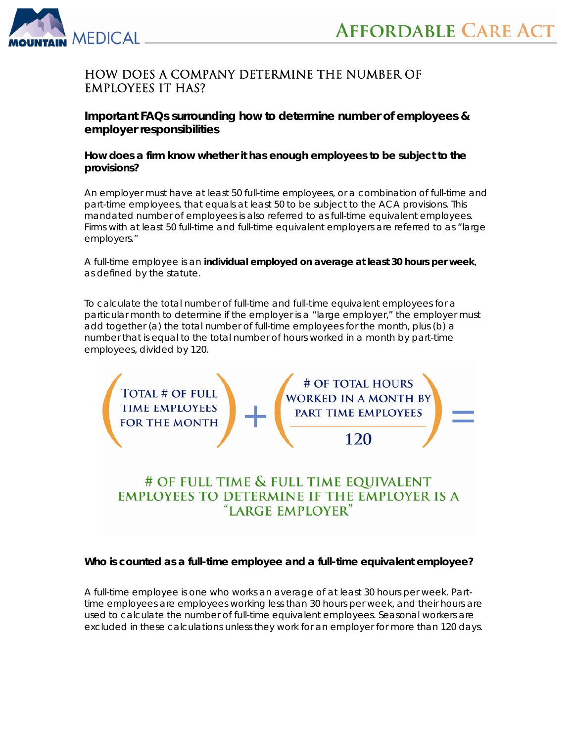# HOW DOES A COMPANY DETERMINE THE NUMBER OF EMPLOYEES IT HAS?

## Important FAQs surrounding how to determine number of employees & employer responsibilities

### How does a firm know whether it has enough employees to be subject to the provisions?

An employer must have at least 50 full-time employees, or a combination of full-time and part-time employees, that equals at least 50 to be subject to the ACA provisions. This mandated number of employees is also referred to as full-time equivalent employees. Firms with at least 50 full-time and full-time equivalent employers are referred to as "large employers."

A full-time employee is an **individual employed on average at least 30 hours per week**, as defined by the statute.

To calculate the total number of full-time and full-time equivalent employees for a particular month to determine if the employer is a "large employer," the employer must add together (a) the total number of full-time employees for the month, plus (b) a number that is equal to the total number of hours worked in a month by part-time employees, divided by 120.

$$\left(\text{TOTAL \# OF FULL TIME EMPLOYEES FOR THE MONTH}\right) + \left(\frac{\text{\# OF TOTAL HOURS WORKED IN A MONTH BY PART TIME EMPLOYEES}}{120}\right) =$$

\# OF FULL TIME & FULL TIME EQUIVALENT EMPLOYEES TO DETERMINE IF THE EMPLOYER IS A "LARGE EMPLOYER"

### Who is counted as a full-time employee and a full-time equivalent employee?

A full-time employee is one who works an average of at least 30 hours per week. Part-time employees are employees working less than 30 hours per week, and their hours are used to calculate the number of full-time equivalent employees. Seasonal workers are excluded in these calculations unless they work for an employer for more than 120 days.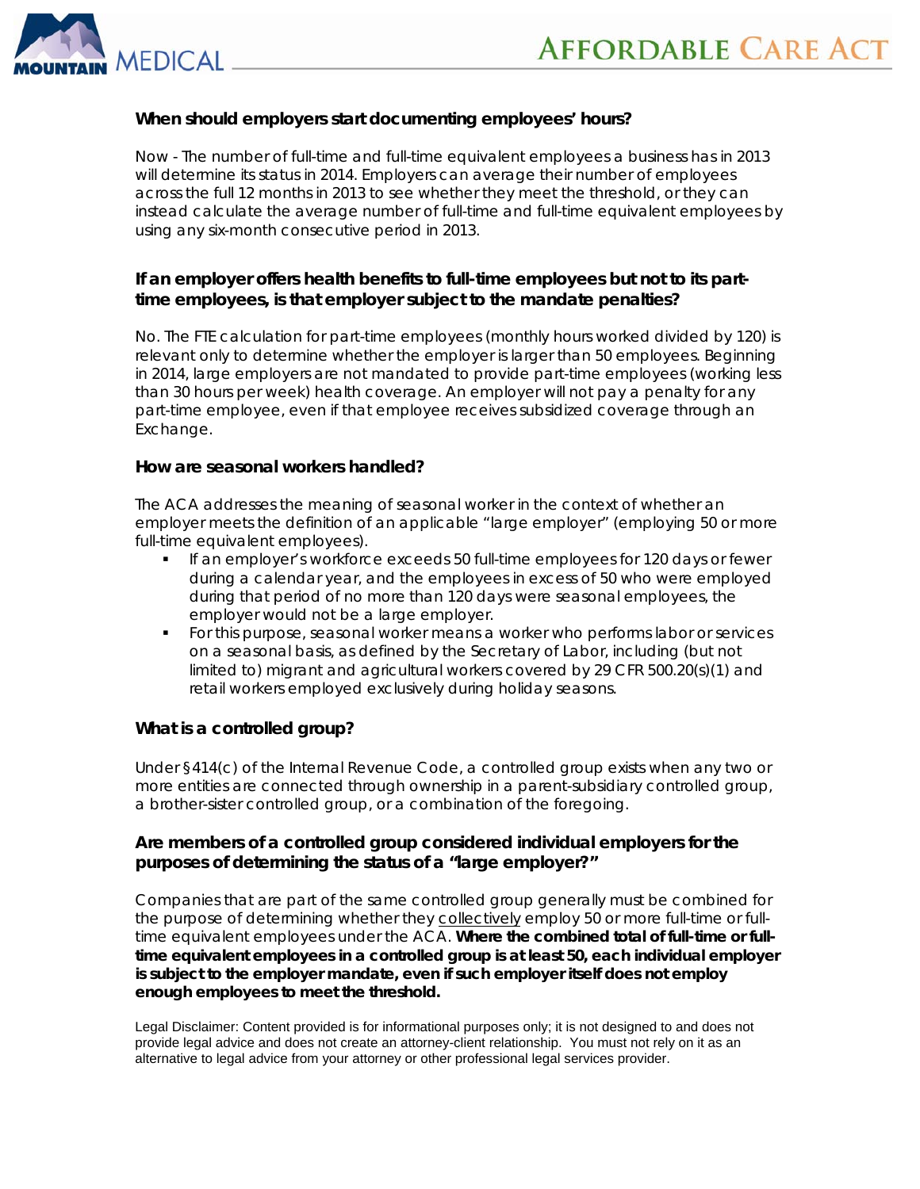**When should employers start documenting employees' hours?**

Now - The number of full-time and full-time equivalent employees a business has in 2013 will determine its status in 2014. Employers can average their number of employees across the full 12 months in 2013 to see whether they meet the threshold, or they can instead calculate the average number of full-time and full-time equivalent employees by using any six-month consecutive period in 2013.

**If an employer offers health benefits to full-time employees but not to its part-time employees, is that employer subject to the mandate penalties?**

No. The FTE calculation for part-time employees (monthly hours worked divided by 120) is relevant only to determine whether the employer is larger than 50 employees. Beginning in 2014, large employers are not mandated to provide part-time employees (working less than 30 hours per week) health coverage. An employer will not pay a penalty for any part-time employee, even if that employee receives subsidized coverage through an Exchange.

**How are seasonal workers handled?**

The ACA addresses the meaning of seasonal worker in the context of whether an employer meets the definition of an applicable "large employer" (employing 50 or more full-time equivalent employees).

- If an employer's workforce exceeds 50 full-time employees for 120 days or fewer during a calendar year, and the employees in excess of 50 who were employed during that period of no more than 120 days were seasonal employees, the employer would not be a large employer.
- For this purpose, seasonal worker means a worker who performs labor or services on a seasonal basis, as defined by the Secretary of Labor, including (but not limited to) migrant and agricultural workers covered by 29 CFR 500.20(s)(1) and retail workers employed exclusively during holiday seasons.

**What is a controlled group?**

Under §414(c) of the Internal Revenue Code, a controlled group exists when any two or more entities are connected through ownership in a parent-subsidiary controlled group, a brother-sister controlled group, or a combination of the foregoing.

**Are members of a controlled group considered individual employers for the purposes of determining the status of a "large employer?"**

Companies that are part of the same controlled group generally must be combined for the purpose of determining whether they collectively employ 50 or more full-time or full-time equivalent employees under the ACA. **Where the combined total of full-time or full-time equivalent employees in a controlled group is at least 50, each individual employer is subject to the employer mandate, even if such employer itself does not employ enough employees to meet the threshold.**

Legal Disclaimer: Content provided is for informational purposes only; it is not designed to and does not provide legal advice and does not create an attorney-client relationship. You must not rely on it as an alternative to legal advice from your attorney or other professional legal services provider.